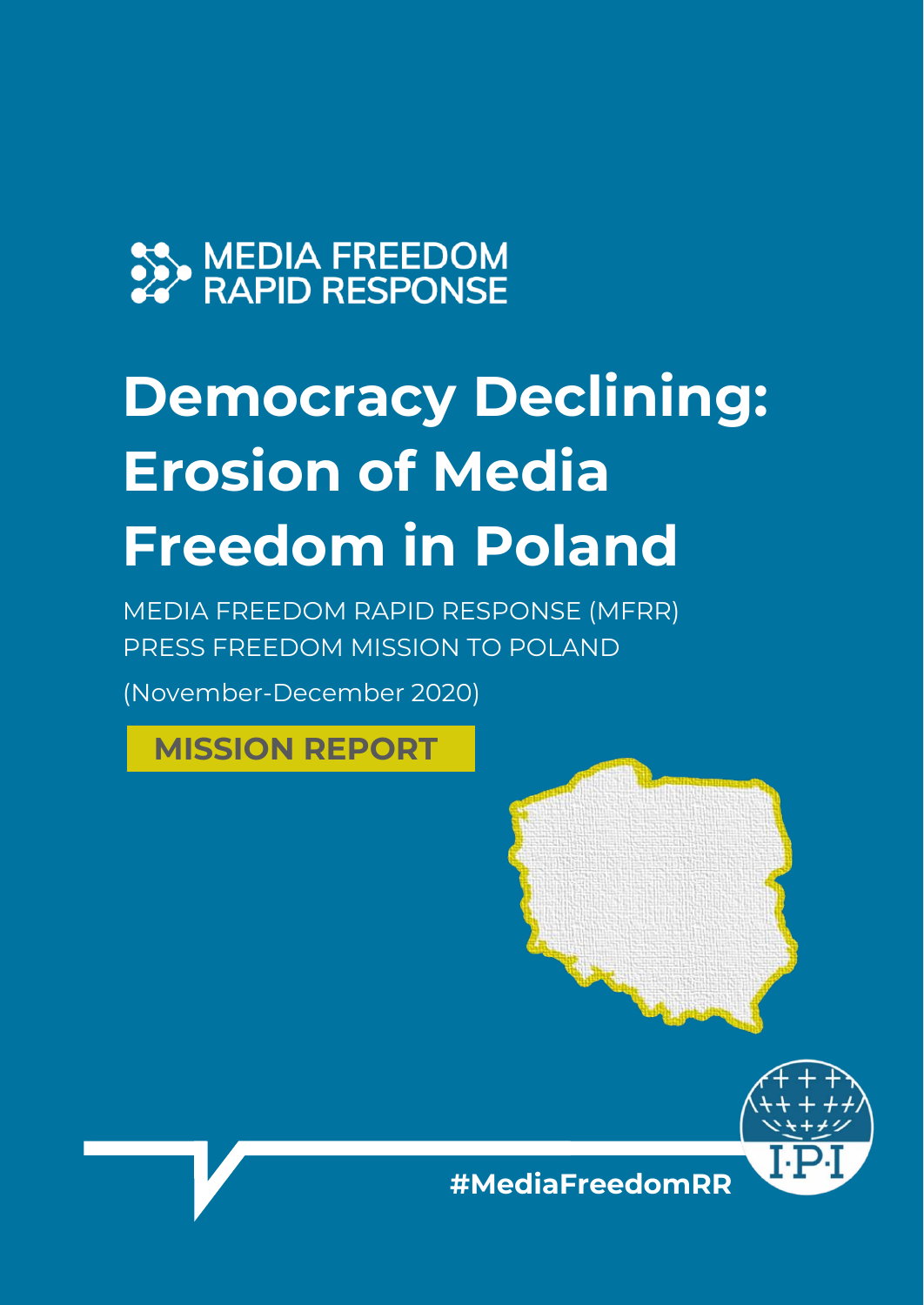MEDIA FREEDOM RAPID RESPONSE

# Democracy Declining: Erosion of Media Freedom in Poland

MEDIA FREEDOM RAPID RESPONSE (MFRR) PRESS FREEDOM MISSION TO POLAND

(November-December 2020)

**MISSION REPORT**

I·P·I

#MediaFreedomRR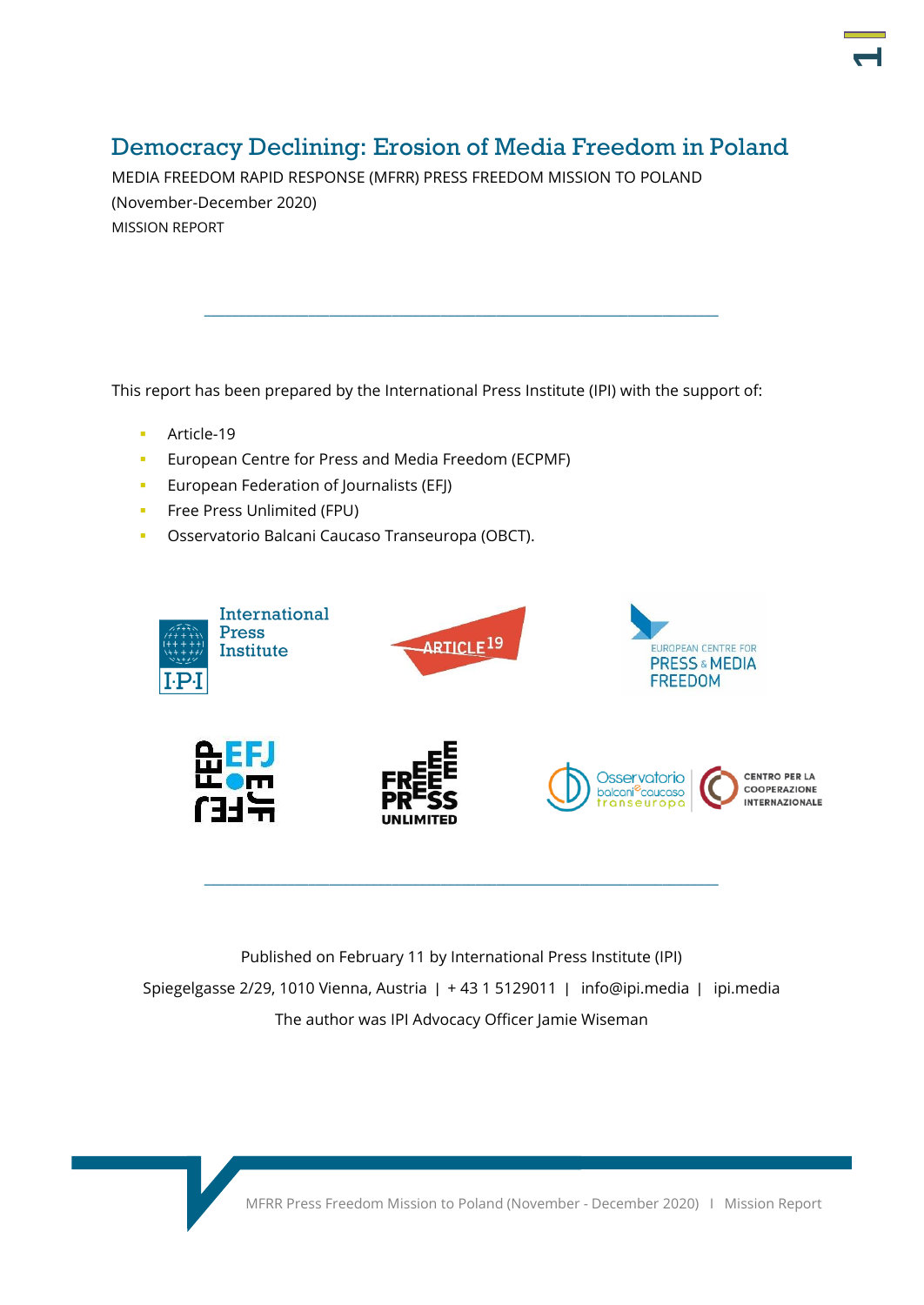# Democracy Declining: Erosion of Media Freedom in Poland

MEDIA FREEDOM RAPID RESPONSE (MFRR) PRESS FREEDOM MISSION TO POLAND

(November-December 2020)

MISSION REPORT

---

This report has been prepared by the International Press Institute (IPI) with the support of:

- Article-19
- European Centre for Press and Media Freedom (ECPMF)
- European Federation of Journalists (EFJ)
- Free Press Unlimited (FPU)
- Osservatorio Balcani Caucaso Transeuropa (OBCT).

---

Published on February 11 by International Press Institute (IPI)

Spiegelgasse 2/29, 1010 Vienna, Austria | + 43 1 5129011 | info@ipi.media | ipi.media

The author was IPI Advocacy Officer Jamie Wiseman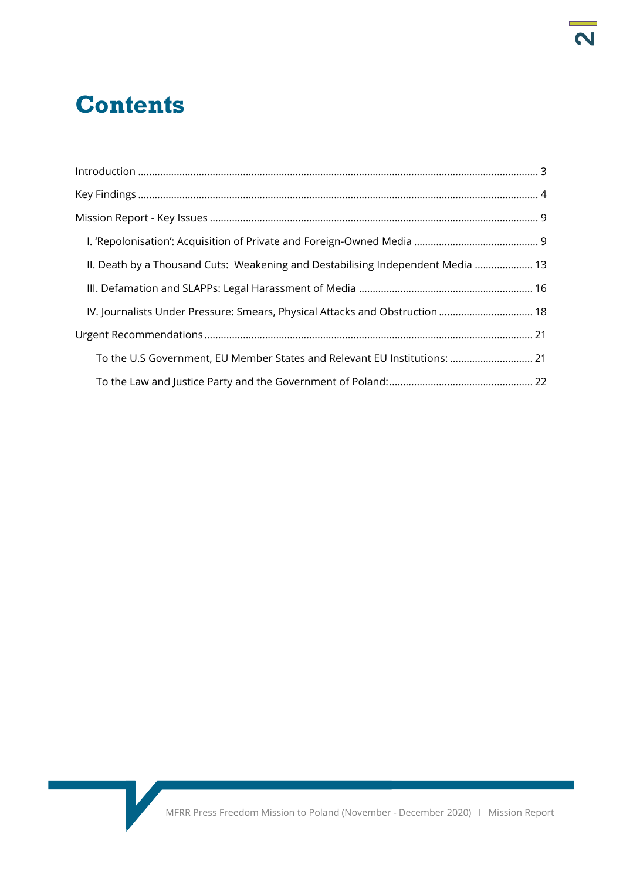# Contents

Introduction ..................................................................................................................................... 3

Key Findings ..................................................................................................................................... 4

Mission Report - Key Issues ........................................................................................................... 9

I. 'Repolonisation': Acquisition of Private and Foreign-Owned Media ........................................... 9

II. Death by a Thousand Cuts: Weakening and Destabilising Independent Media ..................... 13

III. Defamation and SLAPPs: Legal Harassment of Media .............................................................. 16

IV. Journalists Under Pressure: Smears, Physical Attacks and Obstruction .................................. 18

Urgent Recommendations ............................................................................................................. 21

To the U.S Government, EU Member States and Relevant EU Institutions: .............................. 21

To the Law and Justice Party and the Government of Poland: .................................................... 22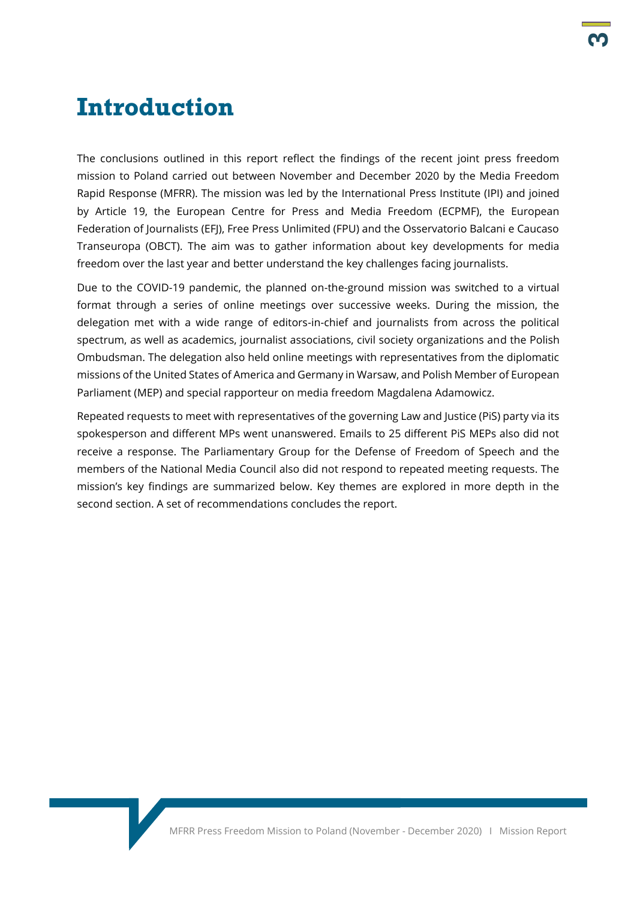# Introduction

The conclusions outlined in this report reflect the findings of the recent joint press freedom mission to Poland carried out between November and December 2020 by the Media Freedom Rapid Response (MFRR). The mission was led by the International Press Institute (IPI) and joined by Article 19, the European Centre for Press and Media Freedom (ECPMF), the European Federation of Journalists (EFJ), Free Press Unlimited (FPU) and the Osservatorio Balcani e Caucaso Transeuropa (OBCT). The aim was to gather information about key developments for media freedom over the last year and better understand the key challenges facing journalists.

Due to the COVID-19 pandemic, the planned on-the-ground mission was switched to a virtual format through a series of online meetings over successive weeks. During the mission, the delegation met with a wide range of editors-in-chief and journalists from across the political spectrum, as well as academics, journalist associations, civil society organizations and the Polish Ombudsman. The delegation also held online meetings with representatives from the diplomatic missions of the United States of America and Germany in Warsaw, and Polish Member of European Parliament (MEP) and special rapporteur on media freedom Magdalena Adamowicz.

Repeated requests to meet with representatives of the governing Law and Justice (PiS) party via its spokesperson and different MPs went unanswered. Emails to 25 different PiS MEPs also did not receive a response. The Parliamentary Group for the Defense of Freedom of Speech and the members of the National Media Council also did not respond to repeated meeting requests. The mission's key findings are summarized below. Key themes are explored in more depth in the second section. A set of recommendations concludes the report.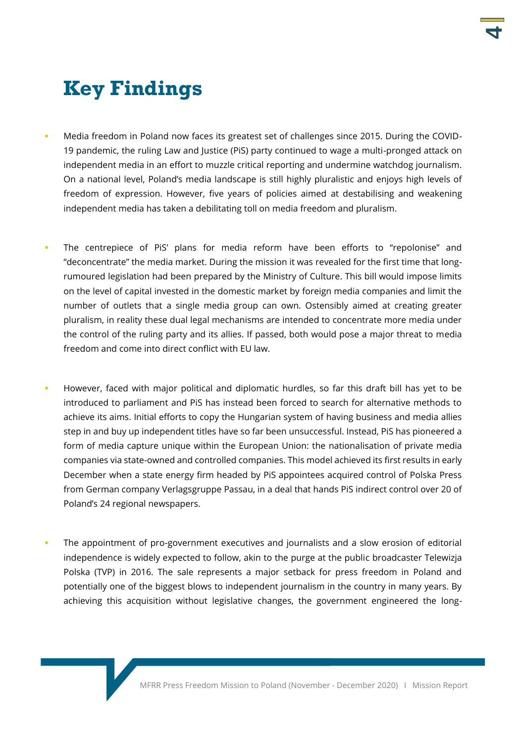# Key Findings

- Media freedom in Poland now faces its greatest set of challenges since 2015. During the COVID-19 pandemic, the ruling Law and Justice (PiS) party continued to wage a multi-pronged attack on independent media in an effort to muzzle critical reporting and undermine watchdog journalism. On a national level, Poland's media landscape is still highly pluralistic and enjoys high levels of freedom of expression. However, five years of policies aimed at destabilising and weakening independent media has taken a debilitating toll on media freedom and pluralism.

- The centrepiece of PiS' plans for media reform have been efforts to "repolonise" and "deconcentrate" the media market. During the mission it was revealed for the first time that long-rumoured legislation had been prepared by the Ministry of Culture. This bill would impose limits on the level of capital invested in the domestic market by foreign media companies and limit the number of outlets that a single media group can own. Ostensibly aimed at creating greater pluralism, in reality these dual legal mechanisms are intended to concentrate more media under the control of the ruling party and its allies. If passed, both would pose a major threat to media freedom and come into direct conflict with EU law.

- However, faced with major political and diplomatic hurdles, so far this draft bill has yet to be introduced to parliament and PiS has instead been forced to search for alternative methods to achieve its aims. Initial efforts to copy the Hungarian system of having business and media allies step in and buy up independent titles have so far been unsuccessful. Instead, PiS has pioneered a form of media capture unique within the European Union: the nationalisation of private media companies via state-owned and controlled companies. This model achieved its first results in early December when a state energy firm headed by PiS appointees acquired control of Polska Press from German company Verlagsgruppe Passau, in a deal that hands PiS indirect control over 20 of Poland's 24 regional newspapers.

- The appointment of pro-government executives and journalists and a slow erosion of editorial independence is widely expected to follow, akin to the purge at the public broadcaster Telewizja Polska (TVP) in 2016. The sale represents a major setback for press freedom in Poland and potentially one of the biggest blows to independent journalism in the country in many years. By achieving this acquisition without legislative changes, the government engineered the long-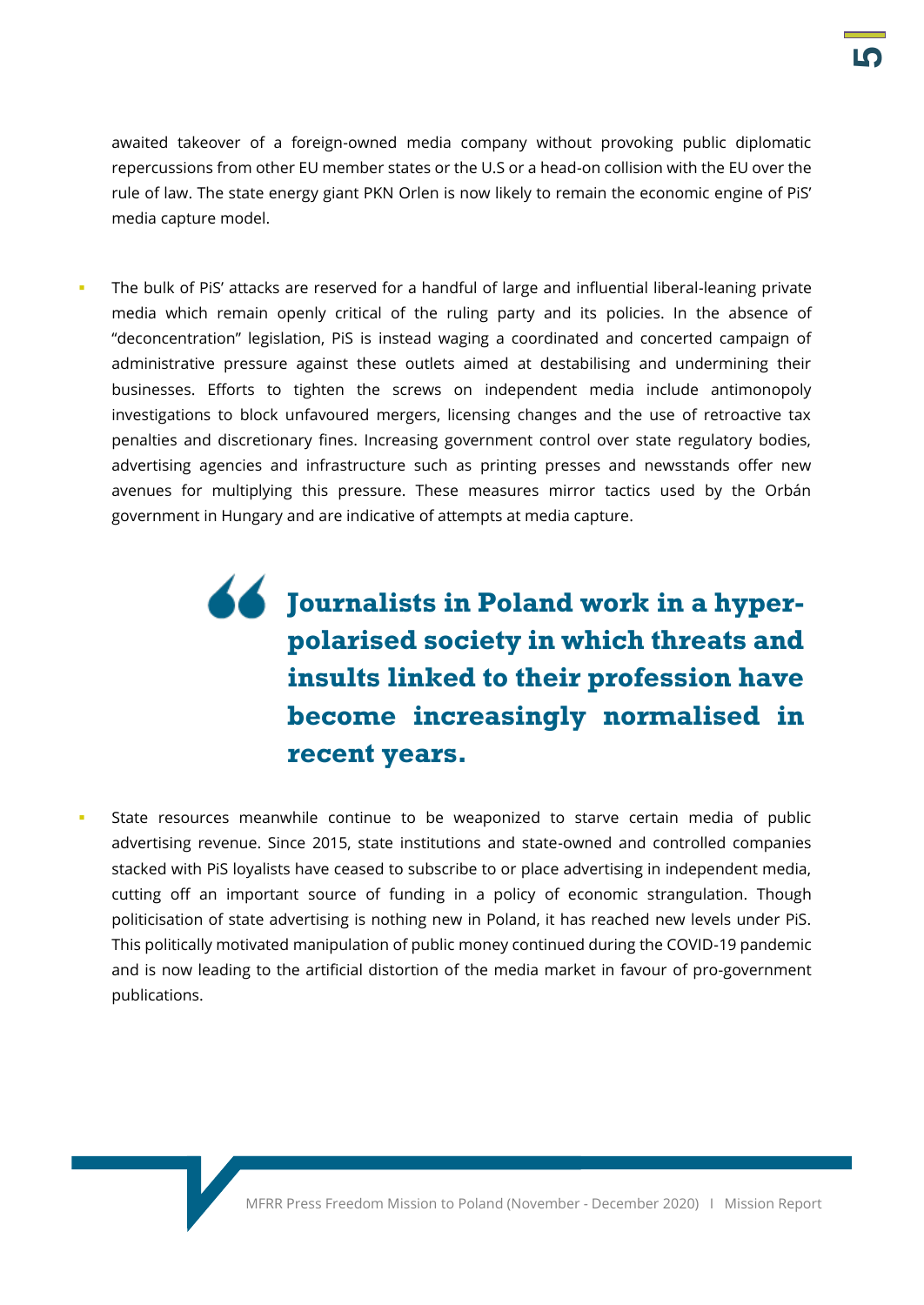awaited takeover of a foreign-owned media company without provoking public diplomatic repercussions from other EU member states or the U.S or a head-on collision with the EU over the rule of law. The state energy giant PKN Orlen is now likely to remain the economic engine of PiS' media capture model.

- The bulk of PiS' attacks are reserved for a handful of large and influential liberal-leaning private media which remain openly critical of the ruling party and its policies. In the absence of "deconcentration" legislation, PiS is instead waging a coordinated and concerted campaign of administrative pressure against these outlets aimed at destabilising and undermining their businesses. Efforts to tighten the screws on independent media include antimonopoly investigations to block unfavoured mergers, licensing changes and the use of retroactive tax penalties and discretionary fines. Increasing government control over state regulatory bodies, advertising agencies and infrastructure such as printing presses and newsstands offer new avenues for multiplying this pressure. These measures mirror tactics used by the Orbán government in Hungary and are indicative of attempts at media capture.

> **Journalists in Poland work in a hyper-polarised society in which threats and insults linked to their profession have become increasingly normalised in recent years.**

- State resources meanwhile continue to be weaponized to starve certain media of public advertising revenue. Since 2015, state institutions and state-owned and controlled companies stacked with PiS loyalists have ceased to subscribe to or place advertising in independent media, cutting off an important source of funding in a policy of economic strangulation. Though politicisation of state advertising is nothing new in Poland, it has reached new levels under PiS. This politically motivated manipulation of public money continued during the COVID-19 pandemic and is now leading to the artificial distortion of the media market in favour of pro-government publications.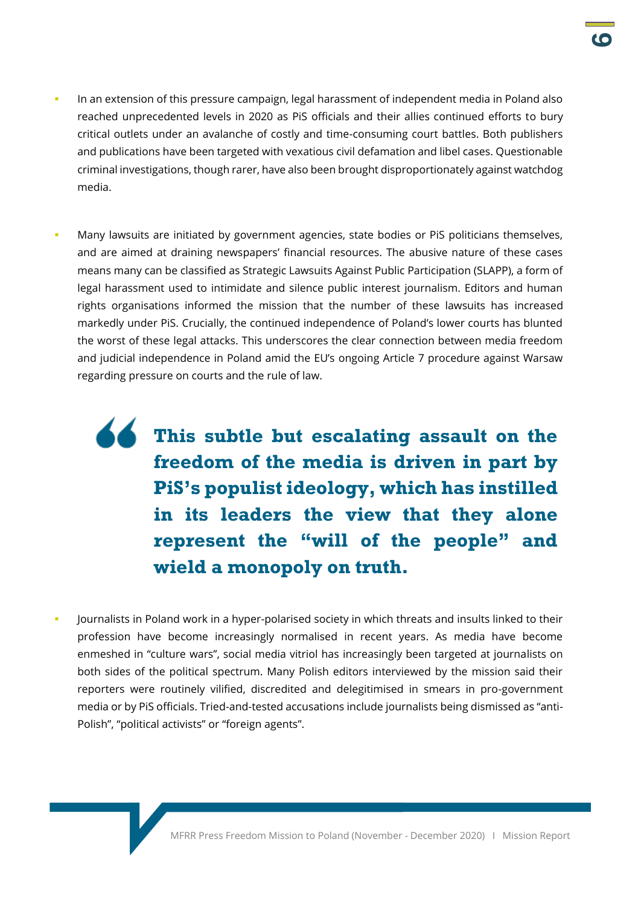- In an extension of this pressure campaign, legal harassment of independent media in Poland also reached unprecedented levels in 2020 as PiS officials and their allies continued efforts to bury critical outlets under an avalanche of costly and time-consuming court battles. Both publishers and publications have been targeted with vexatious civil defamation and libel cases. Questionable criminal investigations, though rarer, have also been brought disproportionately against watchdog media.

- Many lawsuits are initiated by government agencies, state bodies or PiS politicians themselves, and are aimed at draining newspapers' financial resources. The abusive nature of these cases means many can be classified as Strategic Lawsuits Against Public Participation (SLAPP), a form of legal harassment used to intimidate and silence public interest journalism. Editors and human rights organisations informed the mission that the number of these lawsuits has increased markedly under PiS. Crucially, the continued independence of Poland's lower courts has blunted the worst of these legal attacks. This underscores the clear connection between media freedom and judicial independence in Poland amid the EU's ongoing Article 7 procedure against Warsaw regarding pressure on courts and the rule of law.

> **This subtle but escalating assault on the freedom of the media is driven in part by PiS's populist ideology, which has instilled in its leaders the view that they alone represent the "will of the people" and wield a monopoly on truth.**

- Journalists in Poland work in a hyper-polarised society in which threats and insults linked to their profession have become increasingly normalised in recent years. As media have become enmeshed in "culture wars", social media vitriol has increasingly been targeted at journalists on both sides of the political spectrum. Many Polish editors interviewed by the mission said their reporters were routinely vilified, discredited and delegitimised in smears in pro-government media or by PiS officials. Tried-and-tested accusations include journalists being dismissed as "anti-Polish", "political activists" or "foreign agents".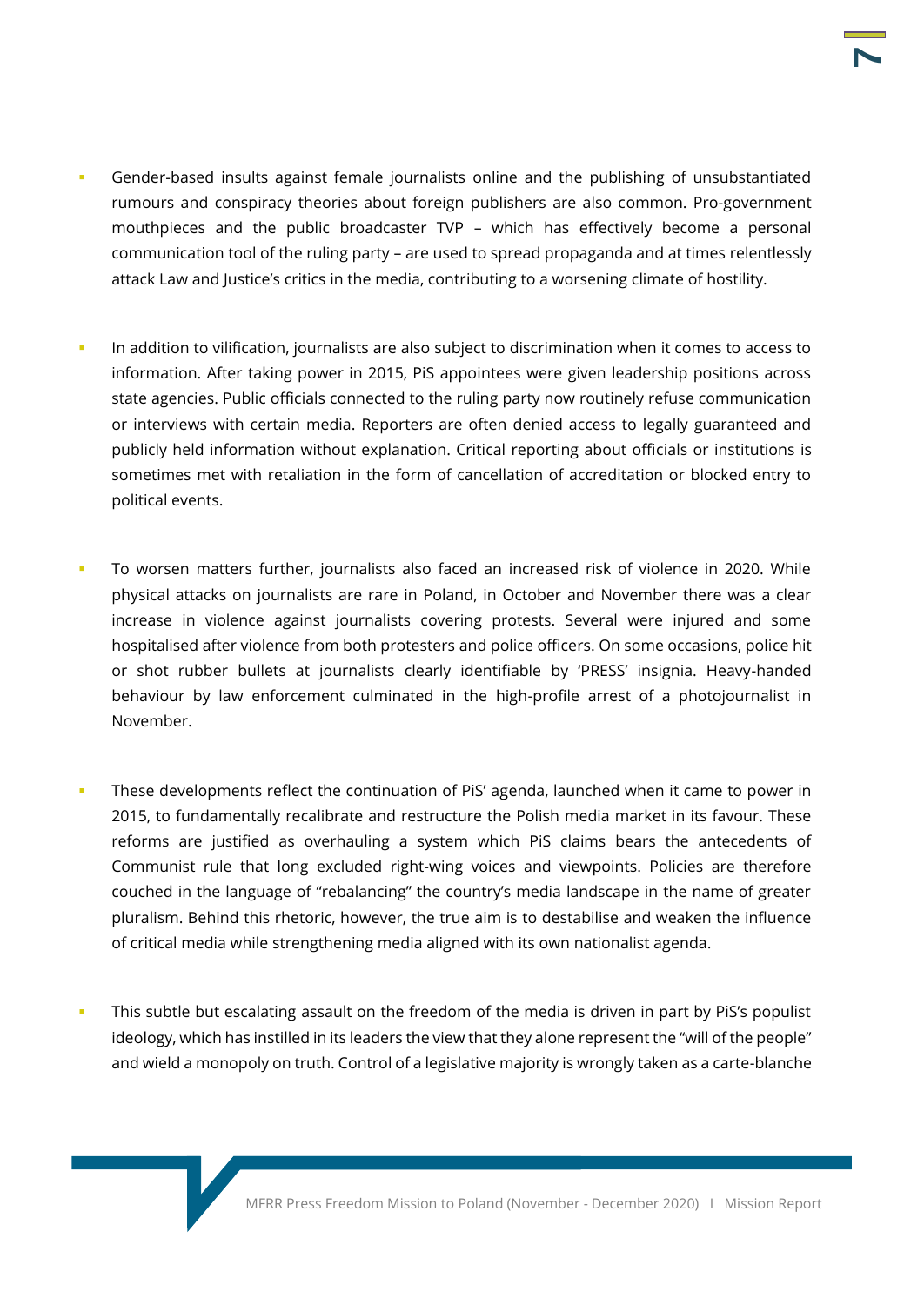- Gender-based insults against female journalists online and the publishing of unsubstantiated rumours and conspiracy theories about foreign publishers are also common. Pro-government mouthpieces and the public broadcaster TVP – which has effectively become a personal communication tool of the ruling party – are used to spread propaganda and at times relentlessly attack Law and Justice's critics in the media, contributing to a worsening climate of hostility.

- In addition to vilification, journalists are also subject to discrimination when it comes to access to information. After taking power in 2015, PiS appointees were given leadership positions across state agencies. Public officials connected to the ruling party now routinely refuse communication or interviews with certain media. Reporters are often denied access to legally guaranteed and publicly held information without explanation. Critical reporting about officials or institutions is sometimes met with retaliation in the form of cancellation of accreditation or blocked entry to political events.

- To worsen matters further, journalists also faced an increased risk of violence in 2020. While physical attacks on journalists are rare in Poland, in October and November there was a clear increase in violence against journalists covering protests. Several were injured and some hospitalised after violence from both protesters and police officers. On some occasions, police hit or shot rubber bullets at journalists clearly identifiable by 'PRESS' insignia. Heavy-handed behaviour by law enforcement culminated in the high-profile arrest of a photojournalist in November.

- These developments reflect the continuation of PiS' agenda, launched when it came to power in 2015, to fundamentally recalibrate and restructure the Polish media market in its favour. These reforms are justified as overhauling a system which PiS claims bears the antecedents of Communist rule that long excluded right-wing voices and viewpoints. Policies are therefore couched in the language of "rebalancing" the country's media landscape in the name of greater pluralism. Behind this rhetoric, however, the true aim is to destabilise and weaken the influence of critical media while strengthening media aligned with its own nationalist agenda.

- This subtle but escalating assault on the freedom of the media is driven in part by PiS's populist ideology, which has instilled in its leaders the view that they alone represent the "will of the people" and wield a monopoly on truth. Control of a legislative majority is wrongly taken as a carte-blanche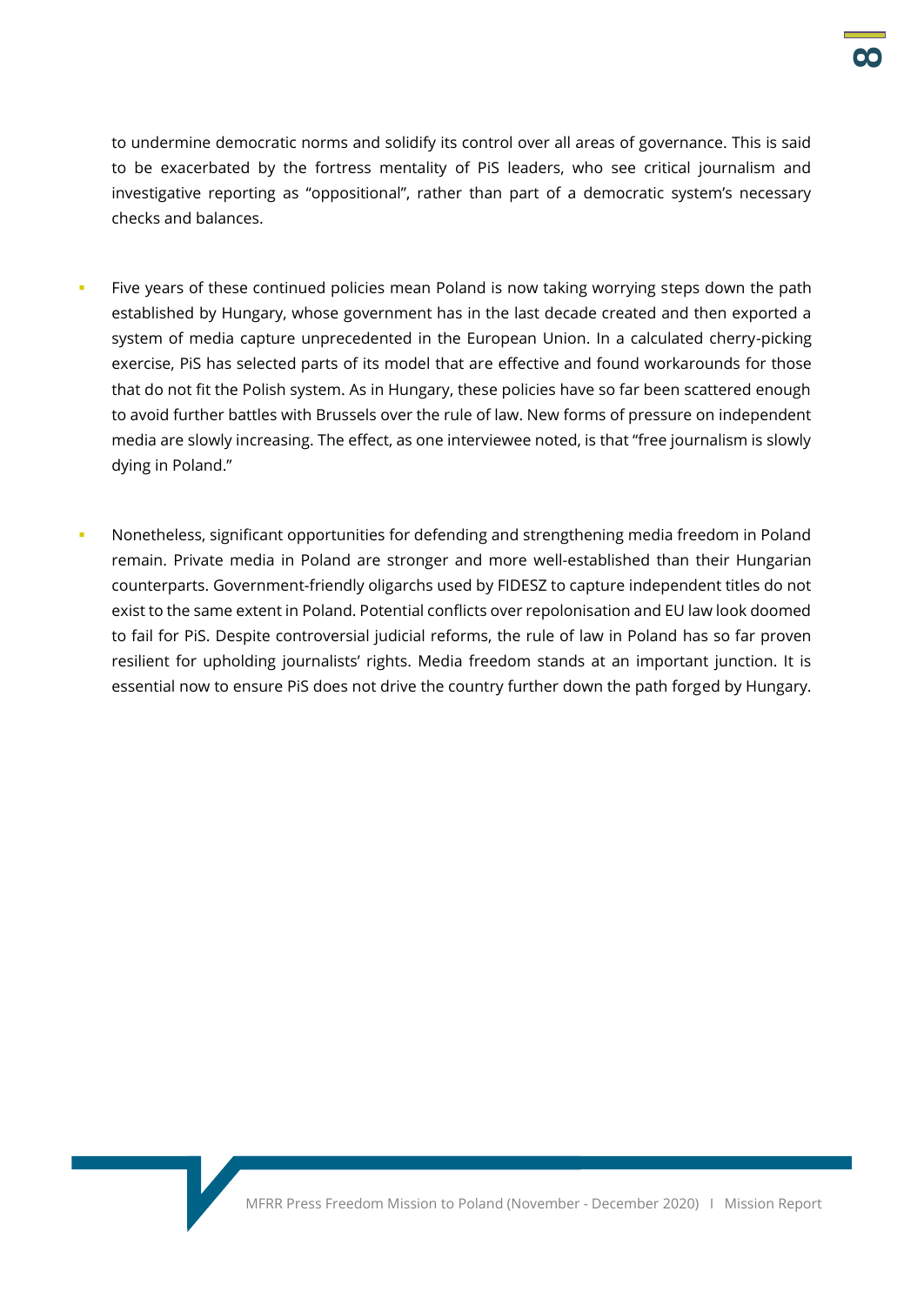to undermine democratic norms and solidify its control over all areas of governance. This is said to be exacerbated by the fortress mentality of PiS leaders, who see critical journalism and investigative reporting as "oppositional", rather than part of a democratic system's necessary checks and balances.

- Five years of these continued policies mean Poland is now taking worrying steps down the path established by Hungary, whose government has in the last decade created and then exported a system of media capture unprecedented in the European Union. In a calculated cherry-picking exercise, PiS has selected parts of its model that are effective and found workarounds for those that do not fit the Polish system. As in Hungary, these policies have so far been scattered enough to avoid further battles with Brussels over the rule of law. New forms of pressure on independent media are slowly increasing. The effect, as one interviewee noted, is that "free journalism is slowly dying in Poland."

- Nonetheless, significant opportunities for defending and strengthening media freedom in Poland remain. Private media in Poland are stronger and more well-established than their Hungarian counterparts. Government-friendly oligarchs used by FIDESZ to capture independent titles do not exist to the same extent in Poland. Potential conflicts over repolonisation and EU law look doomed to fail for PiS. Despite controversial judicial reforms, the rule of law in Poland has so far proven resilient for upholding journalists' rights. Media freedom stands at an important junction. It is essential now to ensure PiS does not drive the country further down the path forged by Hungary.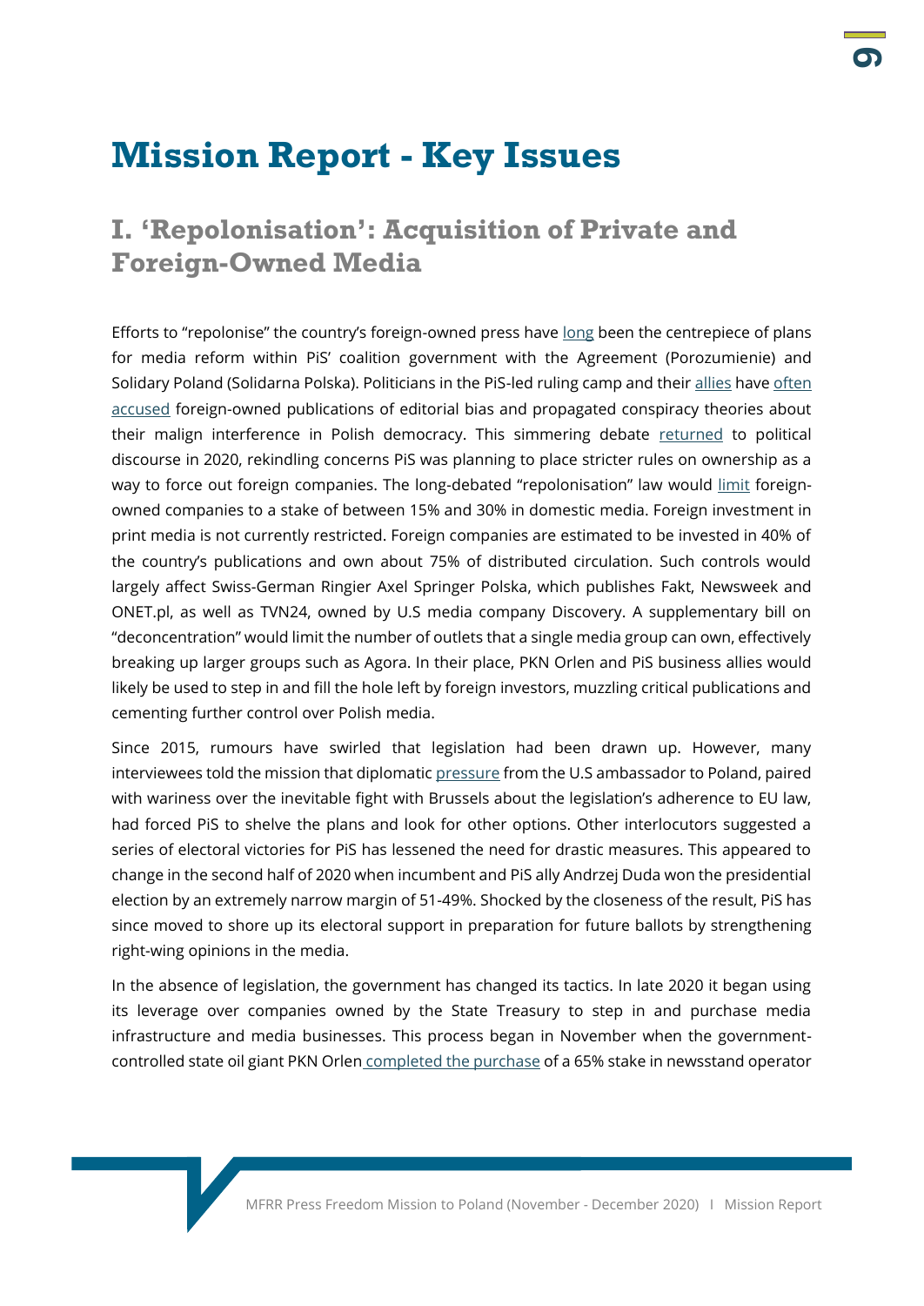# Mission Report - Key Issues

## I. 'Repolonisation': Acquisition of Private and Foreign-Owned Media

Efforts to "repolonise" the country's foreign-owned press have long been the centrepiece of plans for media reform within PiS' coalition government with the Agreement (Porozumienie) and Solidary Poland (Solidarna Polska). Politicians in the PiS-led ruling camp and their allies have often accused foreign-owned publications of editorial bias and propagated conspiracy theories about their malign interference in Polish democracy. This simmering debate returned to political discourse in 2020, rekindling concerns PiS was planning to place stricter rules on ownership as a way to force out foreign companies. The long-debated "repolonisation" law would limit foreign-owned companies to a stake of between 15% and 30% in domestic media. Foreign investment in print media is not currently restricted. Foreign companies are estimated to be invested in 40% of the country's publications and own about 75% of distributed circulation. Such controls would largely affect Swiss-German Ringier Axel Springer Polska, which publishes Fakt, Newsweek and ONET.pl, as well as TVN24, owned by U.S media company Discovery. A supplementary bill on "deconcentration" would limit the number of outlets that a single media group can own, effectively breaking up larger groups such as Agora. In their place, PKN Orlen and PiS business allies would likely be used to step in and fill the hole left by foreign investors, muzzling critical publications and cementing further control over Polish media.

Since 2015, rumours have swirled that legislation had been drawn up. However, many interviewees told the mission that diplomatic pressure from the U.S ambassador to Poland, paired with wariness over the inevitable fight with Brussels about the legislation's adherence to EU law, had forced PiS to shelve the plans and look for other options. Other interlocutors suggested a series of electoral victories for PiS has lessened the need for drastic measures. This appeared to change in the second half of 2020 when incumbent and PiS ally Andrzej Duda won the presidential election by an extremely narrow margin of 51-49%. Shocked by the closeness of the result, PiS has since moved to shore up its electoral support in preparation for future ballots by strengthening right-wing opinions in the media.

In the absence of legislation, the government has changed its tactics. In late 2020 it began using its leverage over companies owned by the State Treasury to step in and purchase media infrastructure and media businesses. This process began in November when the government-controlled state oil giant PKN Orlen completed the purchase of a 65% stake in newsstand operator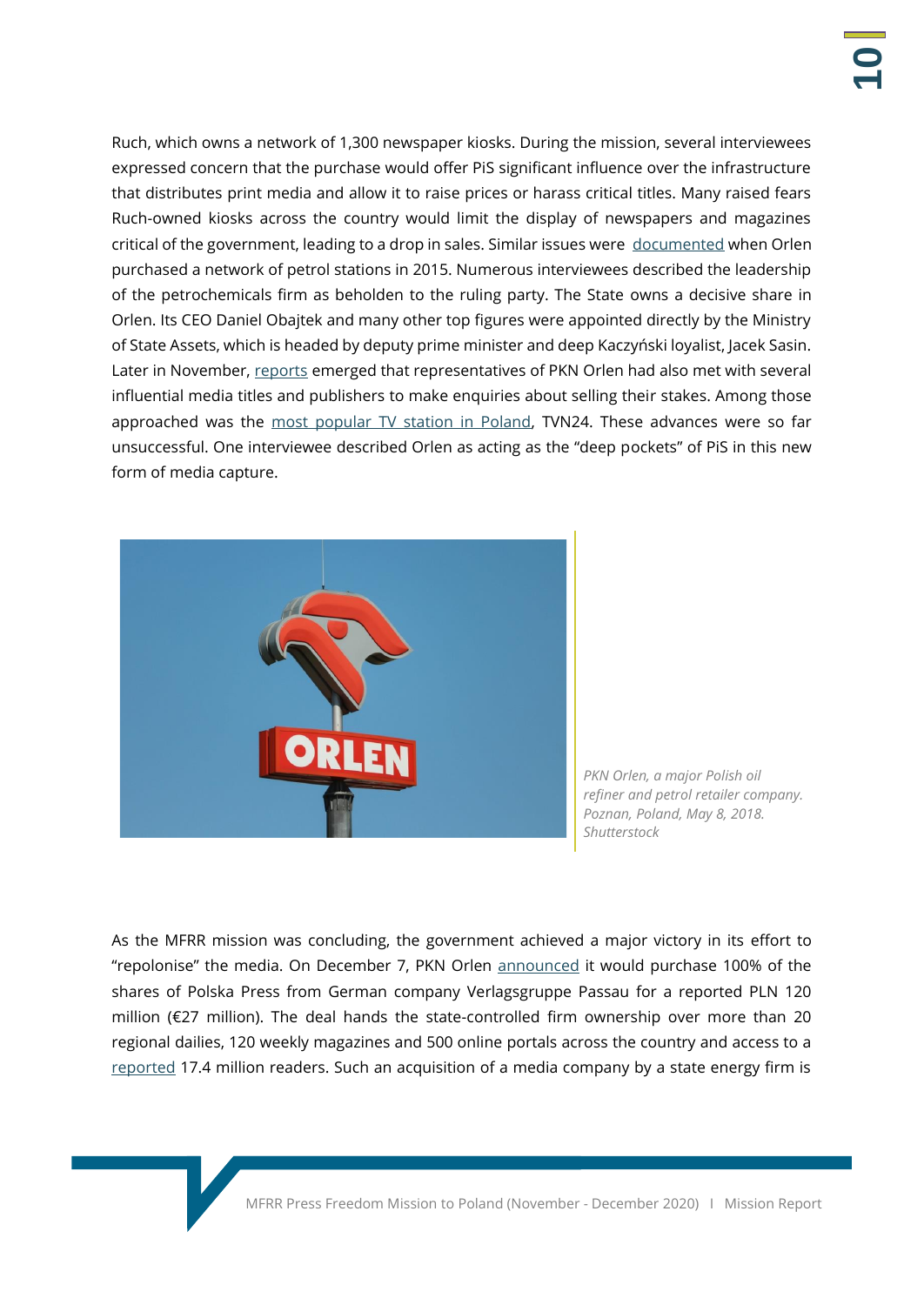Ruch, which owns a network of 1,300 newspaper kiosks. During the mission, several interviewees expressed concern that the purchase would offer PiS significant influence over the infrastructure that distributes print media and allow it to raise prices or harass critical titles. Many raised fears Ruch-owned kiosks across the country would limit the display of newspapers and magazines critical of the government, leading to a drop in sales. Similar issues were documented when Orlen purchased a network of petrol stations in 2015. Numerous interviewees described the leadership of the petrochemicals firm as beholden to the ruling party. The State owns a decisive share in Orlen. Its CEO Daniel Obajtek and many other top figures were appointed directly by the Ministry of State Assets, which is headed by deputy prime minister and deep Kaczyński loyalist, Jacek Sasin. Later in November, reports emerged that representatives of PKN Orlen had also met with several influential media titles and publishers to make enquiries about selling their stakes. Among those approached was the most popular TV station in Poland, TVN24. These advances were so far unsuccessful. One interviewee described Orlen as acting as the "deep pockets" of PiS in this new form of media capture.

*PKN Orlen, a major Polish oil refiner and petrol retailer company. Poznan, Poland, May 8, 2018. Shutterstock*

As the MFRR mission was concluding, the government achieved a major victory in its effort to "repolonise" the media. On December 7, PKN Orlen announced it would purchase 100% of the shares of Polska Press from German company Verlagsgruppe Passau for a reported PLN 120 million (€27 million). The deal hands the state-controlled firm ownership over more than 20 regional dailies, 120 weekly magazines and 500 online portals across the country and access to a reported 17.4 million readers. Such an acquisition of a media company by a state energy firm is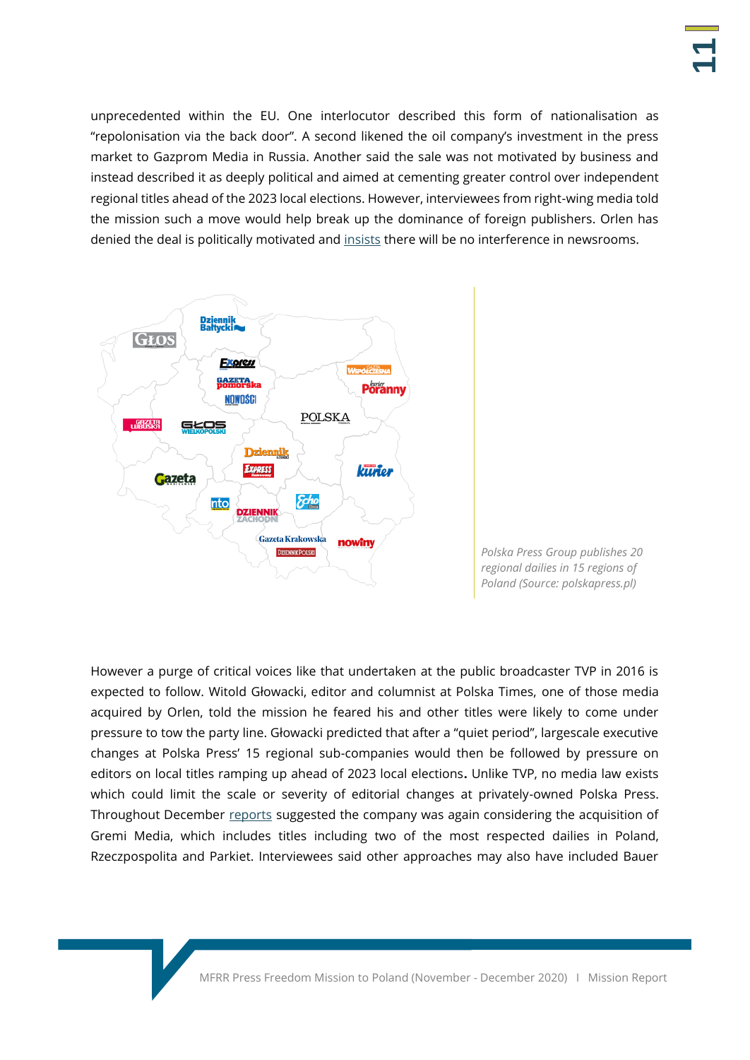unprecedented within the EU. One interlocutor described this form of nationalisation as "repolonisation via the back door". A second likened the oil company's investment in the press market to Gazprom Media in Russia. Another said the sale was not motivated by business and instead described it as deeply political and aimed at cementing greater control over independent regional titles ahead of the 2023 local elections. However, interviewees from right-wing media told the mission such a move would help break up the dominance of foreign publishers. Orlen has denied the deal is politically motivated and insists there will be no interference in newsrooms.

*Polska Press Group publishes 20 regional dailies in 15 regions of Poland (Source: polskapress.pl)*

However a purge of critical voices like that undertaken at the public broadcaster TVP in 2016 is expected to follow. Witold Głowacki, editor and columnist at Polska Times, one of those media acquired by Orlen, told the mission he feared his and other titles were likely to come under pressure to tow the party line. Głowacki predicted that after a "quiet period", largescale executive changes at Polska Press' 15 regional sub-companies would then be followed by pressure on editors on local titles ramping up ahead of 2023 local elections**.** Unlike TVP, no media law exists which could limit the scale or severity of editorial changes at privately-owned Polska Press. Throughout December reports suggested the company was again considering the acquisition of Gremi Media, which includes titles including two of the most respected dailies in Poland, Rzeczpospolita and Parkiet. Interviewees said other approaches may also have included Bauer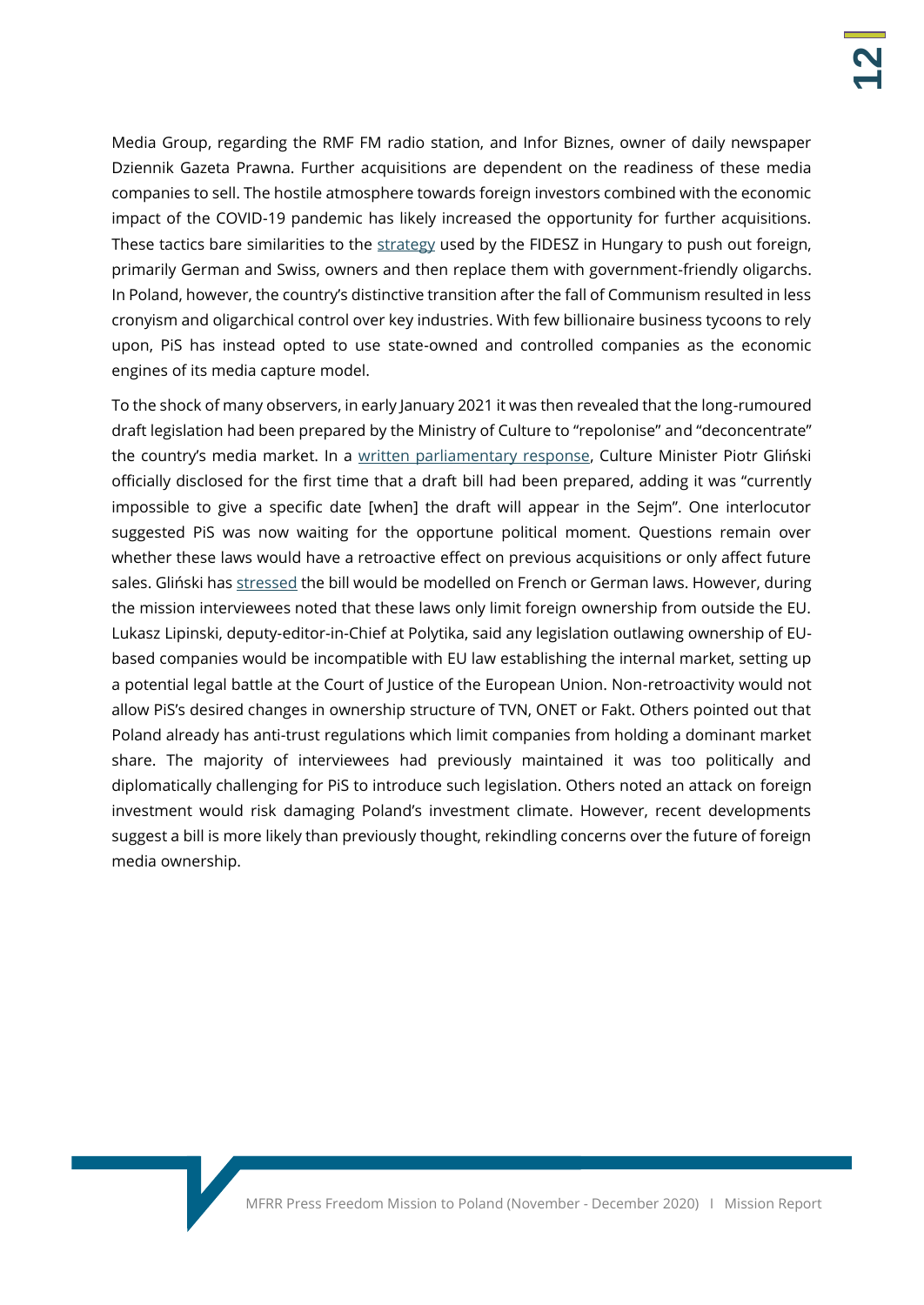Media Group, regarding the RMF FM radio station, and Infor Biznes, owner of daily newspaper Dziennik Gazeta Prawna. Further acquisitions are dependent on the readiness of these media companies to sell. The hostile atmosphere towards foreign investors combined with the economic impact of the COVID-19 pandemic has likely increased the opportunity for further acquisitions. These tactics bare similarities to the strategy used by the FIDESZ in Hungary to push out foreign, primarily German and Swiss, owners and then replace them with government-friendly oligarchs. In Poland, however, the country's distinctive transition after the fall of Communism resulted in less cronyism and oligarchical control over key industries. With few billionaire business tycoons to rely upon, PiS has instead opted to use state-owned and controlled companies as the economic engines of its media capture model.

To the shock of many observers, in early January 2021 it was then revealed that the long-rumoured draft legislation had been prepared by the Ministry of Culture to "repolonise" and "deconcentrate" the country's media market. In a written parliamentary response, Culture Minister Piotr Gliński officially disclosed for the first time that a draft bill had been prepared, adding it was "currently impossible to give a specific date [when] the draft will appear in the Sejm". One interlocutor suggested PiS was now waiting for the opportune political moment. Questions remain over whether these laws would have a retroactive effect on previous acquisitions or only affect future sales. Gliński has stressed the bill would be modelled on French or German laws. However, during the mission interviewees noted that these laws only limit foreign ownership from outside the EU. Lukasz Lipinski, deputy-editor-in-Chief at Polytika, said any legislation outlawing ownership of EU-based companies would be incompatible with EU law establishing the internal market, setting up a potential legal battle at the Court of Justice of the European Union. Non-retroactivity would not allow PiS's desired changes in ownership structure of TVN, ONET or Fakt. Others pointed out that Poland already has anti-trust regulations which limit companies from holding a dominant market share. The majority of interviewees had previously maintained it was too politically and diplomatically challenging for PiS to introduce such legislation. Others noted an attack on foreign investment would risk damaging Poland's investment climate. However, recent developments suggest a bill is more likely than previously thought, rekindling concerns over the future of foreign media ownership.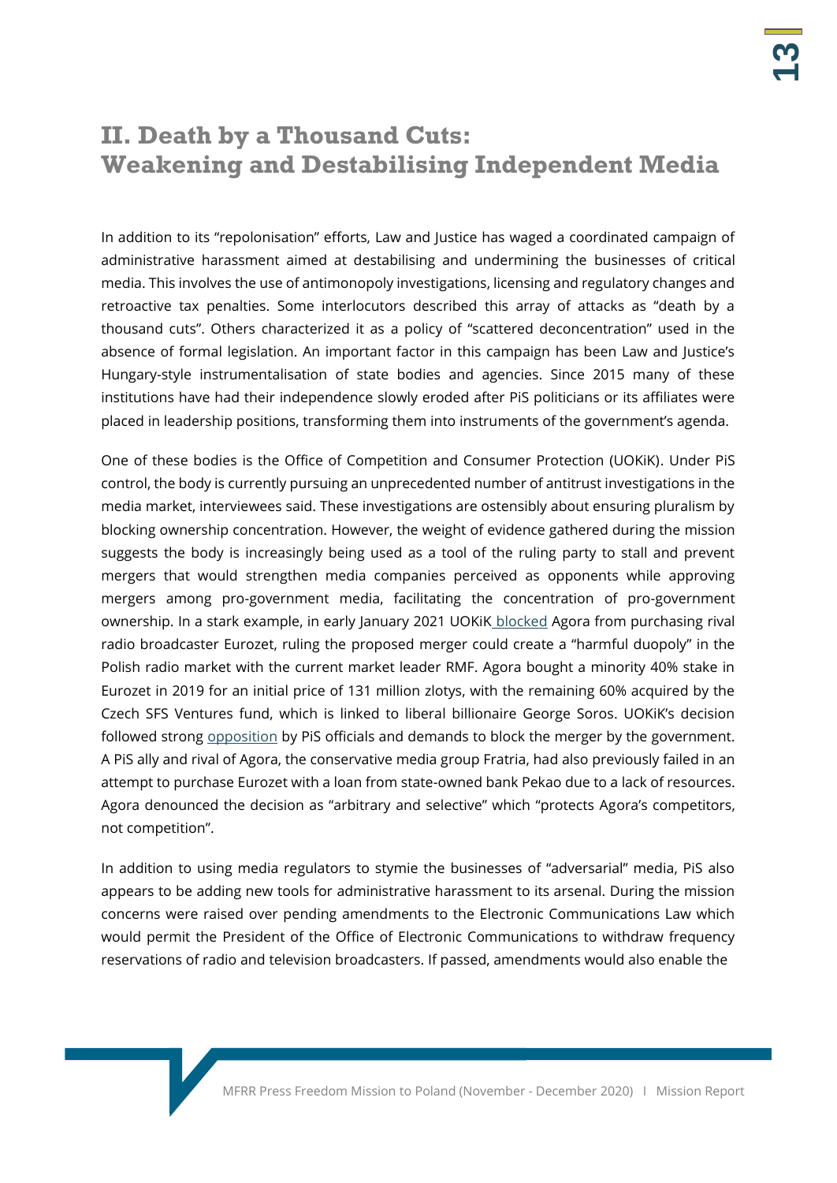## II. Death by a Thousand Cuts: Weakening and Destabilising Independent Media

In addition to its "repolonisation" efforts, Law and Justice has waged a coordinated campaign of administrative harassment aimed at destabilising and undermining the businesses of critical media. This involves the use of antimonopoly investigations, licensing and regulatory changes and retroactive tax penalties. Some interlocutors described this array of attacks as "death by a thousand cuts". Others characterized it as a policy of "scattered deconcentration" used in the absence of formal legislation. An important factor in this campaign has been Law and Justice's Hungary-style instrumentalisation of state bodies and agencies. Since 2015 many of these institutions have had their independence slowly eroded after PiS politicians or its affiliates were placed in leadership positions, transforming them into instruments of the government's agenda.

One of these bodies is the Office of Competition and Consumer Protection (UOKiK). Under PiS control, the body is currently pursuing an unprecedented number of antitrust investigations in the media market, interviewees said. These investigations are ostensibly about ensuring pluralism by blocking ownership concentration. However, the weight of evidence gathered during the mission suggests the body is increasingly being used as a tool of the ruling party to stall and prevent mergers that would strengthen media companies perceived as opponents while approving mergers among pro-government media, facilitating the concentration of pro-government ownership. In a stark example, in early January 2021 UOKiK blocked Agora from purchasing rival radio broadcaster Eurozet, ruling the proposed merger could create a "harmful duopoly" in the Polish radio market with the current market leader RMF. Agora bought a minority 40% stake in Eurozet in 2019 for an initial price of 131 million zlotys, with the remaining 60% acquired by the Czech SFS Ventures fund, which is linked to liberal billionaire George Soros. UOKiK's decision followed strong opposition by PiS officials and demands to block the merger by the government. A PiS ally and rival of Agora, the conservative media group Fratria, had also previously failed in an attempt to purchase Eurozet with a loan from state-owned bank Pekao due to a lack of resources. Agora denounced the decision as "arbitrary and selective" which "protects Agora's competitors, not competition".

In addition to using media regulators to stymie the businesses of "adversarial" media, PiS also appears to be adding new tools for administrative harassment to its arsenal. During the mission concerns were raised over pending amendments to the Electronic Communications Law which would permit the President of the Office of Electronic Communications to withdraw frequency reservations of radio and television broadcasters. If passed, amendments would also enable the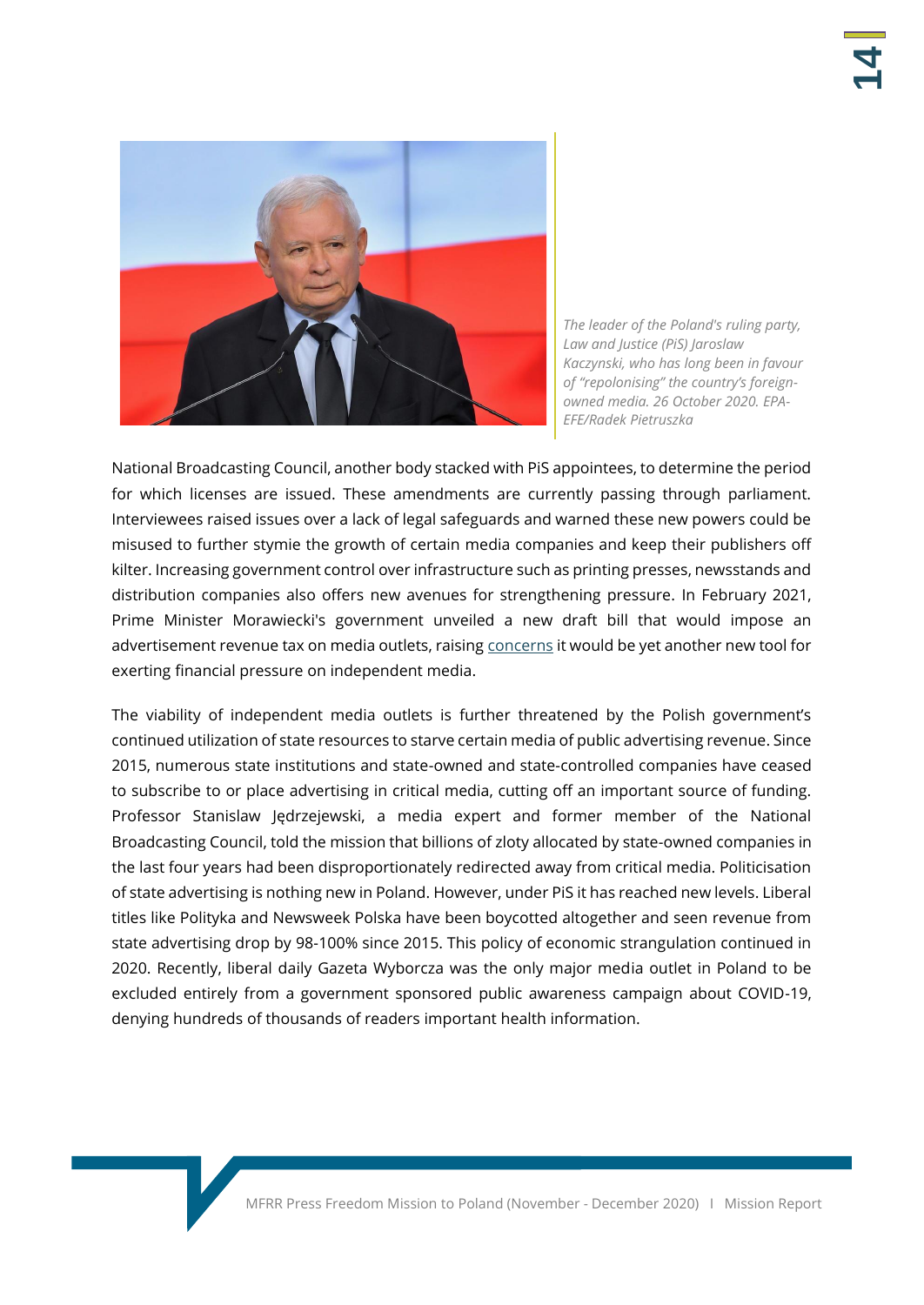*The leader of the Poland's ruling party, Law and Justice (PiS) Jaroslaw Kaczynski, who has long been in favour of "repolonising" the country's foreign-owned media. 26 October 2020. EPA-EFE/Radek Pietruszka*

National Broadcasting Council, another body stacked with PiS appointees, to determine the period for which licenses are issued. These amendments are currently passing through parliament. Interviewees raised issues over a lack of legal safeguards and warned these new powers could be misused to further stymie the growth of certain media companies and keep their publishers off kilter. Increasing government control over infrastructure such as printing presses, newsstands and distribution companies also offers new avenues for strengthening pressure. In February 2021, Prime Minister Morawiecki's government unveiled a new draft bill that would impose an advertisement revenue tax on media outlets, raising concerns it would be yet another new tool for exerting financial pressure on independent media.

The viability of independent media outlets is further threatened by the Polish government's continued utilization of state resources to starve certain media of public advertising revenue. Since 2015, numerous state institutions and state-owned and state-controlled companies have ceased to subscribe to or place advertising in critical media, cutting off an important source of funding. Professor Stanislaw Jędrzejewski, a media expert and former member of the National Broadcasting Council, told the mission that billions of zloty allocated by state-owned companies in the last four years had been disproportionately redirected away from critical media. Politicisation of state advertising is nothing new in Poland. However, under PiS it has reached new levels. Liberal titles like Polityka and Newsweek Polska have been boycotted altogether and seen revenue from state advertising drop by 98-100% since 2015. This policy of economic strangulation continued in 2020. Recently, liberal daily Gazeta Wyborcza was the only major media outlet in Poland to be excluded entirely from a government sponsored public awareness campaign about COVID-19, denying hundreds of thousands of readers important health information.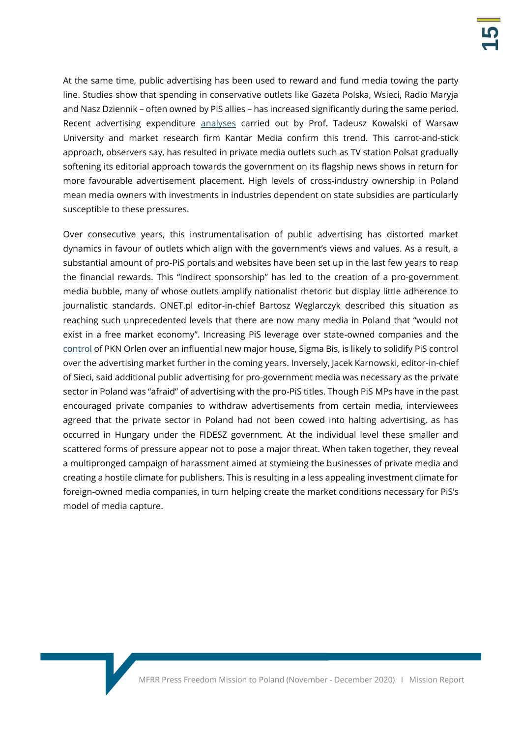At the same time, public advertising has been used to reward and fund media towing the party line. Studies show that spending in conservative outlets like Gazeta Polska, Wsieci, Radio Maryja and Nasz Dziennik – often owned by PiS allies – has increased significantly during the same period. Recent advertising expenditure analyses carried out by Prof. Tadeusz Kowalski of Warsaw University and market research firm Kantar Media confirm this trend. This carrot-and-stick approach, observers say, has resulted in private media outlets such as TV station Polsat gradually softening its editorial approach towards the government on its flagship news shows in return for more favourable advertisement placement. High levels of cross-industry ownership in Poland mean media owners with investments in industries dependent on state subsidies are particularly susceptible to these pressures.

Over consecutive years, this instrumentalisation of public advertising has distorted market dynamics in favour of outlets which align with the government's views and values. As a result, a substantial amount of pro-PiS portals and websites have been set up in the last few years to reap the financial rewards. This "indirect sponsorship" has led to the creation of a pro-government media bubble, many of whose outlets amplify nationalist rhetoric but display little adherence to journalistic standards. ONET.pl editor-in-chief Bartosz Węglarczyk described this situation as reaching such unprecedented levels that there are now many media in Poland that "would not exist in a free market economy". Increasing PiS leverage over state-owned companies and the control of PKN Orlen over an influential new major house, Sigma Bis, is likely to solidify PiS control over the advertising market further in the coming years. Inversely, Jacek Karnowski, editor-in-chief of Sieci, said additional public advertising for pro-government media was necessary as the private sector in Poland was "afraid" of advertising with the pro-PiS titles. Though PiS MPs have in the past encouraged private companies to withdraw advertisements from certain media, interviewees agreed that the private sector in Poland had not been cowed into halting advertising, as has occurred in Hungary under the FIDESZ government. At the individual level these smaller and scattered forms of pressure appear not to pose a major threat. When taken together, they reveal a multipronged campaign of harassment aimed at stymieing the businesses of private media and creating a hostile climate for publishers. This is resulting in a less appealing investment climate for foreign-owned media companies, in turn helping create the market conditions necessary for PiS's model of media capture.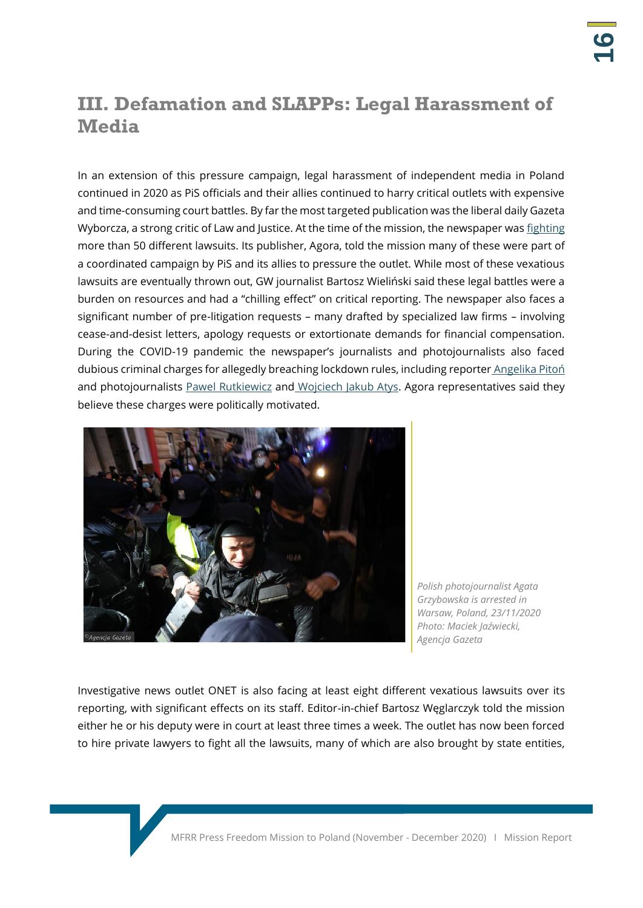## III. Defamation and SLAPPs: Legal Harassment of Media

In an extension of this pressure campaign, legal harassment of independent media in Poland continued in 2020 as PiS officials and their allies continued to harry critical outlets with expensive and time-consuming court battles. By far the most targeted publication was the liberal daily Gazeta Wyborcza, a strong critic of Law and Justice. At the time of the mission, the newspaper was fighting more than 50 different lawsuits. Its publisher, Agora, told the mission many of these were part of a coordinated campaign by PiS and its allies to pressure the outlet. While most of these vexatious lawsuits are eventually thrown out, GW journalist Bartosz Wieliński said these legal battles were a burden on resources and had a "chilling effect" on critical reporting. The newspaper also faces a significant number of pre-litigation requests – many drafted by specialized law firms – involving cease-and-desist letters, apology requests or extortionate demands for financial compensation. During the COVID-19 pandemic the newspaper's journalists and photojournalists also faced dubious criminal charges for allegedly breaching lockdown rules, including reporter Angelika Pitoń and photojournalists Pawel Rutkiewicz and Wojciech Jakub Atys. Agora representatives said they believe these charges were politically motivated.

*Polish photojournalist Agata Grzybowska is arrested in Warsaw, Poland, 23/11/2020 Photo: Maciek Jaźwiecki, Agencja Gazeta*

Investigative news outlet ONET is also facing at least eight different vexatious lawsuits over its reporting, with significant effects on its staff. Editor-in-chief Bartosz Węglarczyk told the mission either he or his deputy were in court at least three times a week. The outlet has now been forced to hire private lawyers to fight all the lawsuits, many of which are also brought by state entities,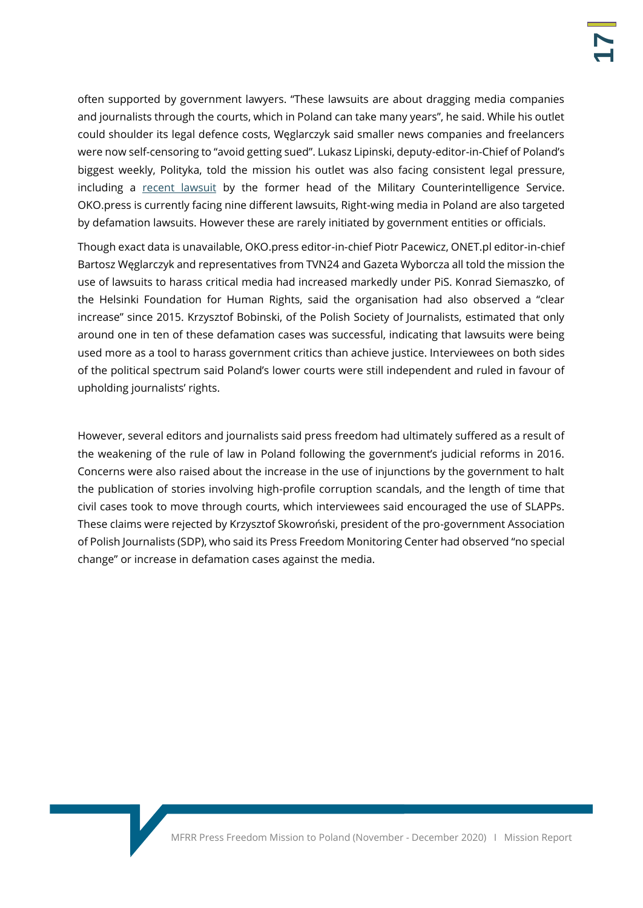often supported by government lawyers. "These lawsuits are about dragging media companies and journalists through the courts, which in Poland can take many years", he said. While his outlet could shoulder its legal defence costs, Węglarczyk said smaller news companies and freelancers were now self-censoring to "avoid getting sued". Lukasz Lipinski, deputy-editor-in-Chief of Poland's biggest weekly, Polityka, told the mission his outlet was also facing consistent legal pressure, including a recent lawsuit by the former head of the Military Counterintelligence Service. OKO.press is currently facing nine different lawsuits, Right-wing media in Poland are also targeted by defamation lawsuits. However these are rarely initiated by government entities or officials.

Though exact data is unavailable, OKO.press editor-in-chief Piotr Pacewicz, ONET.pl editor-in-chief Bartosz Węglarczyk and representatives from TVN24 and Gazeta Wyborcza all told the mission the use of lawsuits to harass critical media had increased markedly under PiS. Konrad Siemaszko, of the Helsinki Foundation for Human Rights, said the organisation had also observed a "clear increase" since 2015. Krzysztof Bobinski, of the Polish Society of Journalists, estimated that only around one in ten of these defamation cases was successful, indicating that lawsuits were being used more as a tool to harass government critics than achieve justice. Interviewees on both sides of the political spectrum said Poland's lower courts were still independent and ruled in favour of upholding journalists' rights.

However, several editors and journalists said press freedom had ultimately suffered as a result of the weakening of the rule of law in Poland following the government's judicial reforms in 2016. Concerns were also raised about the increase in the use of injunctions by the government to halt the publication of stories involving high-profile corruption scandals, and the length of time that civil cases took to move through courts, which interviewees said encouraged the use of SLAPPs. These claims were rejected by Krzysztof Skowroński, president of the pro-government Association of Polish Journalists (SDP), who said its Press Freedom Monitoring Center had observed "no special change" or increase in defamation cases against the media.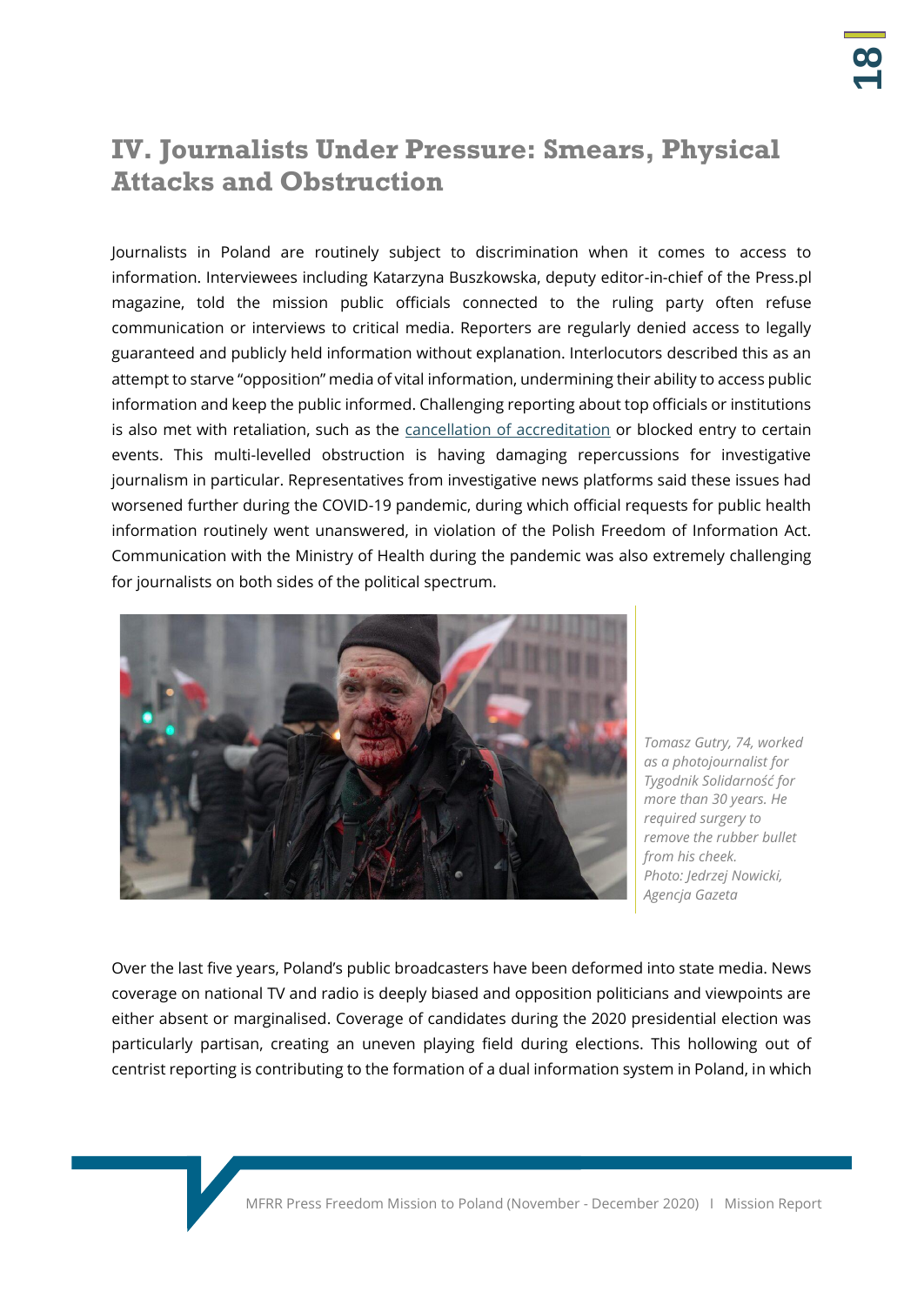## IV. Journalists Under Pressure: Smears, Physical Attacks and Obstruction

Journalists in Poland are routinely subject to discrimination when it comes to access to information. Interviewees including Katarzyna Buszkowska, deputy editor-in-chief of the Press.pl magazine, told the mission public officials connected to the ruling party often refuse communication or interviews to critical media. Reporters are regularly denied access to legally guaranteed and publicly held information without explanation. Interlocutors described this as an attempt to starve "opposition" media of vital information, undermining their ability to access public information and keep the public informed. Challenging reporting about top officials or institutions is also met with retaliation, such as the cancellation of accreditation or blocked entry to certain events. This multi-levelled obstruction is having damaging repercussions for investigative journalism in particular. Representatives from investigative news platforms said these issues had worsened further during the COVID-19 pandemic, during which official requests for public health information routinely went unanswered, in violation of the Polish Freedom of Information Act. Communication with the Ministry of Health during the pandemic was also extremely challenging for journalists on both sides of the political spectrum.

*Tomasz Gutry, 74, worked as a photojournalist for Tygodnik Solidarność for more than 30 years. He required surgery to remove the rubber bullet from his cheek. Photo: Jedrzej Nowicki, Agencja Gazeta*

Over the last five years, Poland's public broadcasters have been deformed into state media. News coverage on national TV and radio is deeply biased and opposition politicians and viewpoints are either absent or marginalised. Coverage of candidates during the 2020 presidential election was particularly partisan, creating an uneven playing field during elections. This hollowing out of centrist reporting is contributing to the formation of a dual information system in Poland, in which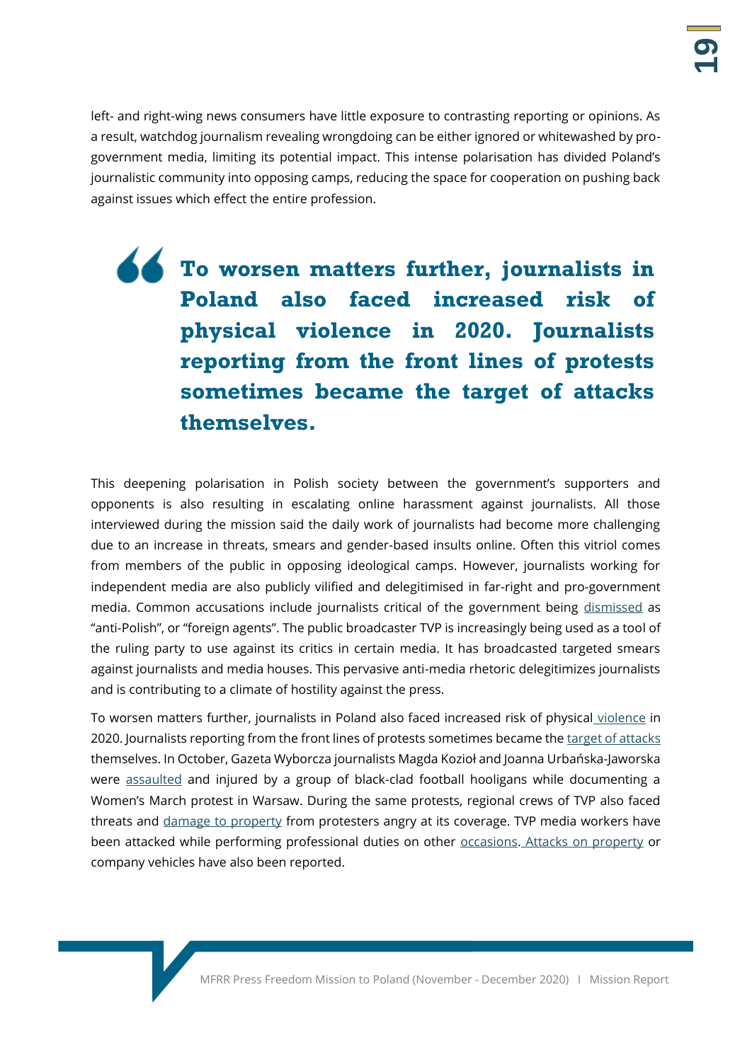left- and right-wing news consumers have little exposure to contrasting reporting or opinions. As a result, watchdog journalism revealing wrongdoing can be either ignored or whitewashed by pro-government media, limiting its potential impact. This intense polarisation has divided Poland's journalistic community into opposing camps, reducing the space for cooperation on pushing back against issues which effect the entire profession.

> **To worsen matters further, journalists in Poland also faced increased risk of physical violence in 2020. Journalists reporting from the front lines of protests sometimes became the target of attacks themselves.**

This deepening polarisation in Polish society between the government's supporters and opponents is also resulting in escalating online harassment against journalists. All those interviewed during the mission said the daily work of journalists had become more challenging due to an increase in threats, smears and gender-based insults online. Often this vitriol comes from members of the public in opposing ideological camps. However, journalists working for independent media are also publicly vilified and delegitimised in far-right and pro-government media. Common accusations include journalists critical of the government being dismissed as "anti-Polish", or "foreign agents". The public broadcaster TVP is increasingly being used as a tool of the ruling party to use against its critics in certain media. It has broadcasted targeted smears against journalists and media houses. This pervasive anti-media rhetoric delegitimizes journalists and is contributing to a climate of hostility against the press.

To worsen matters further, journalists in Poland also faced increased risk of physical violence in 2020. Journalists reporting from the front lines of protests sometimes became the target of attacks themselves. In October, Gazeta Wyborcza journalists Magda Kozioł and Joanna Urbańska-Jaworska were assaulted and injured by a group of black-clad football hooligans while documenting a Women's March protest in Warsaw. During the same protests, regional crews of TVP also faced threats and damage to property from protesters angry at its coverage. TVP media workers have been attacked while performing professional duties on other occasions. Attacks on property or company vehicles have also been reported.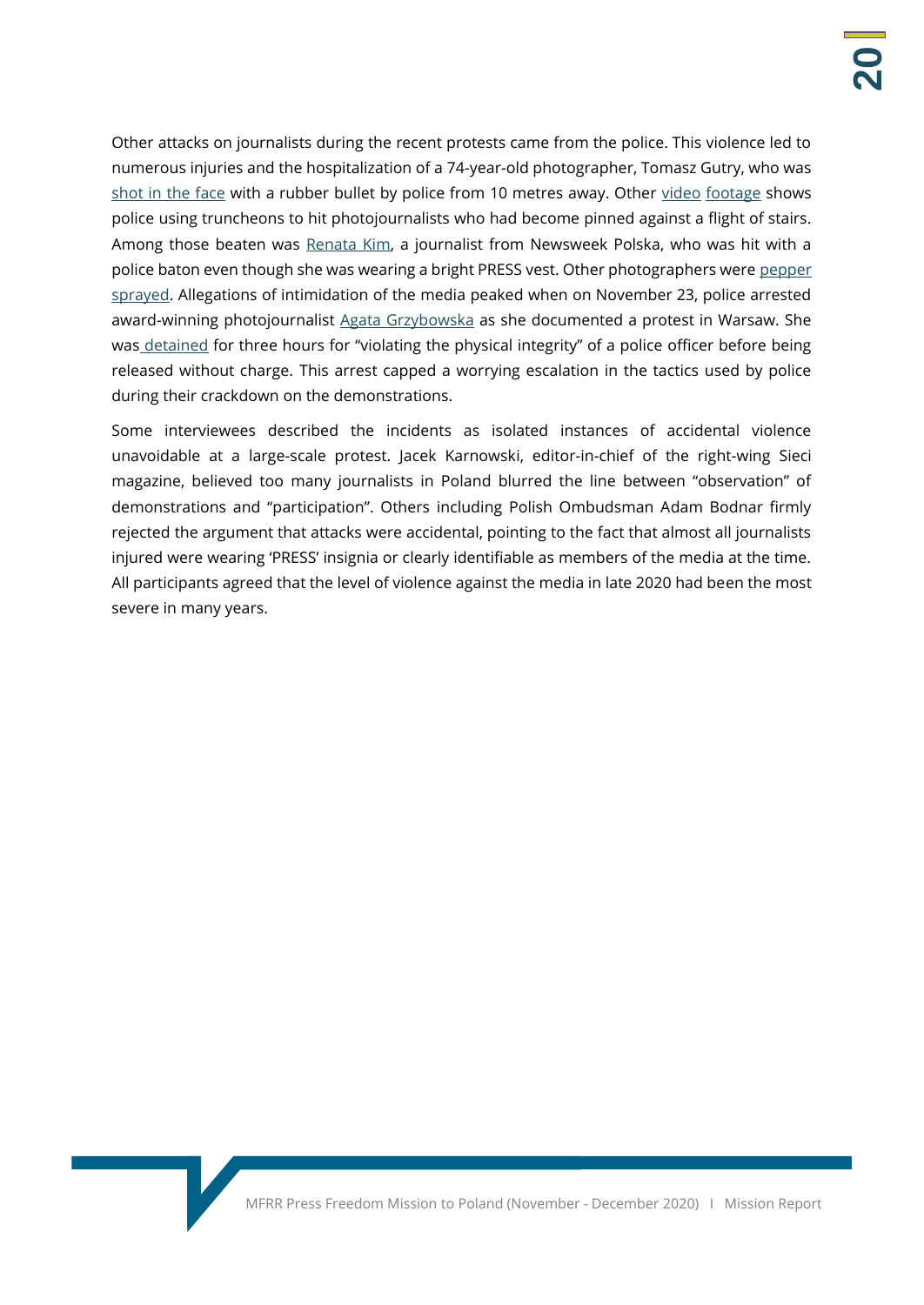Other attacks on journalists during the recent protests came from the police. This violence led to numerous injuries and the hospitalization of a 74-year-old photographer, Tomasz Gutry, who was shot in the face with a rubber bullet by police from 10 metres away. Other video footage shows police using truncheons to hit photojournalists who had become pinned against a flight of stairs. Among those beaten was Renata Kim, a journalist from Newsweek Polska, who was hit with a police baton even though she was wearing a bright PRESS vest. Other photographers were pepper sprayed. Allegations of intimidation of the media peaked when on November 23, police arrested award-winning photojournalist Agata Grzybowska as she documented a protest in Warsaw. She was detained for three hours for "violating the physical integrity" of a police officer before being released without charge. This arrest capped a worrying escalation in the tactics used by police during their crackdown on the demonstrations.

Some interviewees described the incidents as isolated instances of accidental violence unavoidable at a large-scale protest. Jacek Karnowski, editor-in-chief of the right-wing Sieci magazine, believed too many journalists in Poland blurred the line between "observation" of demonstrations and "participation". Others including Polish Ombudsman Adam Bodnar firmly rejected the argument that attacks were accidental, pointing to the fact that almost all journalists injured were wearing 'PRESS' insignia or clearly identifiable as members of the media at the time. All participants agreed that the level of violence against the media in late 2020 had been the most severe in many years.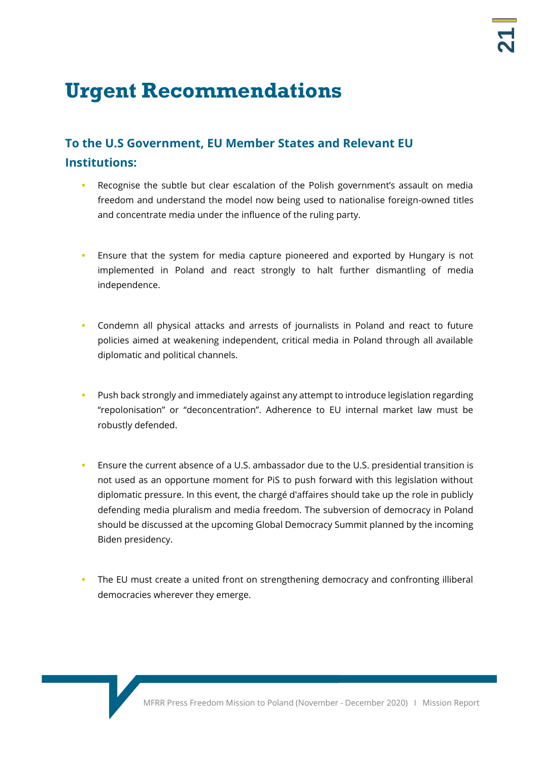# Urgent Recommendations

## To the U.S Government, EU Member States and Relevant EU Institutions:

- Recognise the subtle but clear escalation of the Polish government's assault on media freedom and understand the model now being used to nationalise foreign-owned titles and concentrate media under the influence of the ruling party.

- Ensure that the system for media capture pioneered and exported by Hungary is not implemented in Poland and react strongly to halt further dismantling of media independence.

- Condemn all physical attacks and arrests of journalists in Poland and react to future policies aimed at weakening independent, critical media in Poland through all available diplomatic and political channels.

- Push back strongly and immediately against any attempt to introduce legislation regarding "repolonisation" or "deconcentration". Adherence to EU internal market law must be robustly defended.

- Ensure the current absence of a U.S. ambassador due to the U.S. presidential transition is not used as an opportune moment for PiS to push forward with this legislation without diplomatic pressure. In this event, the chargé d'affaires should take up the role in publicly defending media pluralism and media freedom. The subversion of democracy in Poland should be discussed at the upcoming Global Democracy Summit planned by the incoming Biden presidency.

- The EU must create a united front on strengthening democracy and confronting illiberal democracies wherever they emerge.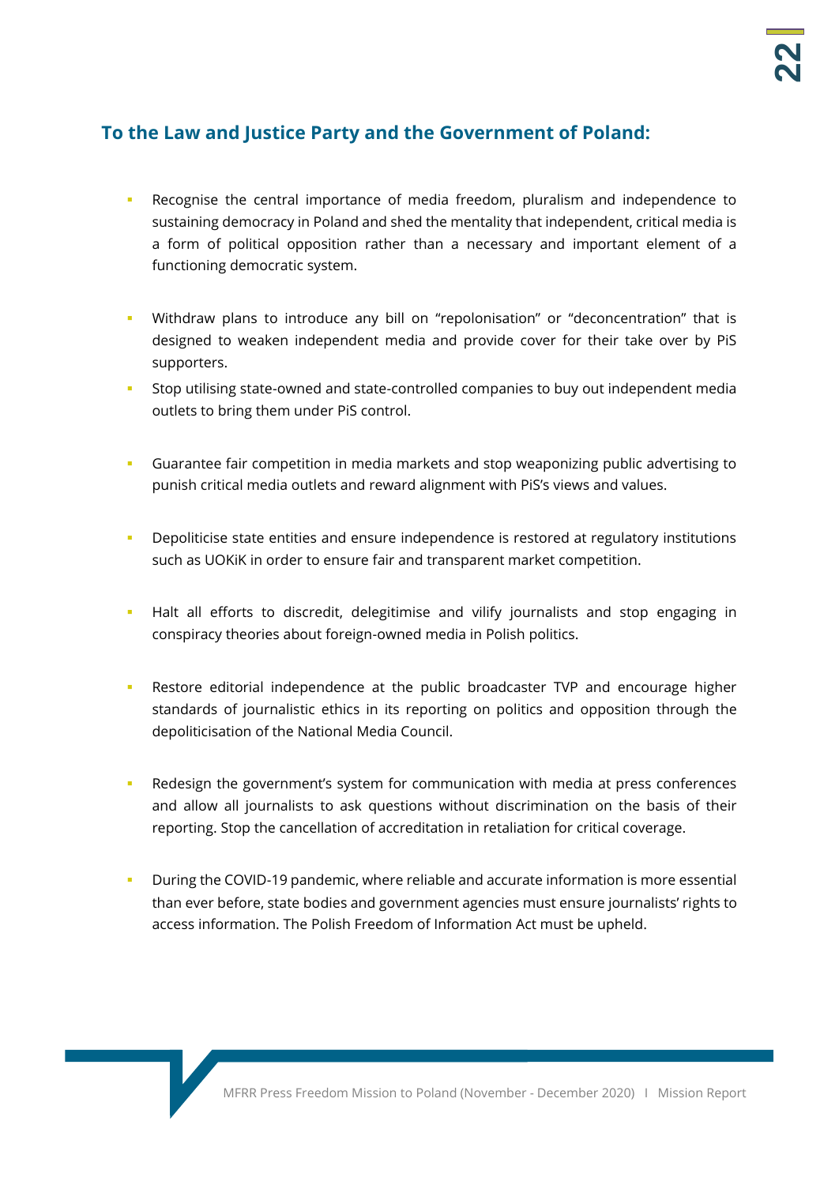## To the Law and Justice Party and the Government of Poland:

- Recognise the central importance of media freedom, pluralism and independence to sustaining democracy in Poland and shed the mentality that independent, critical media is a form of political opposition rather than a necessary and important element of a functioning democratic system.

- Withdraw plans to introduce any bill on "repolonisation" or "deconcentration" that is designed to weaken independent media and provide cover for their take over by PiS supporters.
- Stop utilising state-owned and state-controlled companies to buy out independent media outlets to bring them under PiS control.

- Guarantee fair competition in media markets and stop weaponizing public advertising to punish critical media outlets and reward alignment with PiS's views and values.

- Depoliticise state entities and ensure independence is restored at regulatory institutions such as UOKiK in order to ensure fair and transparent market competition.

- Halt all efforts to discredit, delegitimise and vilify journalists and stop engaging in conspiracy theories about foreign-owned media in Polish politics.

- Restore editorial independence at the public broadcaster TVP and encourage higher standards of journalistic ethics in its reporting on politics and opposition through the depoliticisation of the National Media Council.

- Redesign the government's system for communication with media at press conferences and allow all journalists to ask questions without discrimination on the basis of their reporting. Stop the cancellation of accreditation in retaliation for critical coverage.

- During the COVID-19 pandemic, where reliable and accurate information is more essential than ever before, state bodies and government agencies must ensure journalists' rights to access information. The Polish Freedom of Information Act must be upheld.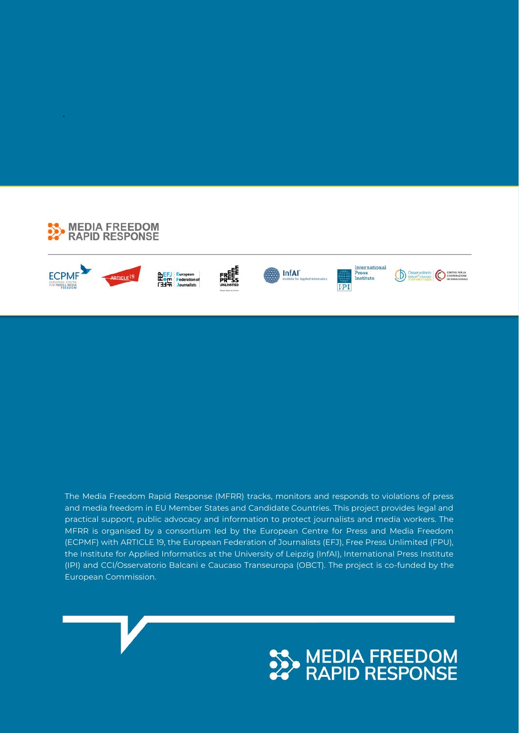MEDIA FREEDOM RAPID RESPONSE

ECPMF EUROPEAN CENTRE FOR PRESS & MEDIA FREEDOM | ARTICLE 19 | EFJ European Federation of Journalists | FREE PRESS UNLIMITED | InfAI Institute for Applied Informatics | International Press Institute IPI | Osservatorio balcani caucaso transeuropa | CENTRO PER LA COOPERAZIONE INTERNAZIONALE

The Media Freedom Rapid Response (MFRR) tracks, monitors and responds to violations of press and media freedom in EU Member States and Candidate Countries. This project provides legal and practical support, public advocacy and information to protect journalists and media workers. The MFRR is organised by a consortium led by the European Centre for Press and Media Freedom (ECPMF) with ARTICLE 19, the European Federation of Journalists (EFJ), Free Press Unlimited (FPU), the Institute for Applied Informatics at the University of Leipzig (InfAI), International Press Institute (IPI) and CCI/Osservatorio Balcani e Caucaso Transeuropa (OBCT). The project is co-funded by the European Commission.

MEDIA FREEDOM RAPID RESPONSE